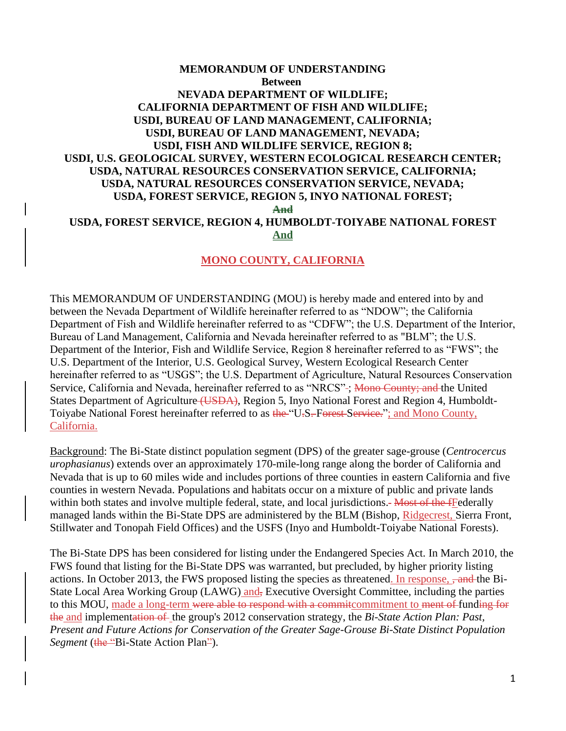**MEMORANDUM OF UNDERSTANDING**
**Between**
**NEVADA DEPARTMENT OF WILDLIFE;**
**CALIFORNIA DEPARTMENT OF FISH AND WILDLIFE;**
**USDI, BUREAU OF LAND MANAGEMENT, CALIFORNIA;**
**USDI, BUREAU OF LAND MANAGEMENT, NEVADA;**
**USDI, FISH AND WILDLIFE SERVICE, REGION 8;**
**USDI, U.S. GEOLOGICAL SURVEY, WESTERN ECOLOGICAL RESEARCH CENTER;**
**USDA, NATURAL RESOURCES CONSERVATION SERVICE, CALIFORNIA;**
**USDA, NATURAL RESOURCES CONSERVATION SERVICE, NEVADA;**
**USDA, FOREST SERVICE, REGION 5, INYO NATIONAL FOREST;**
~~**And**~~
**USDA, FOREST SERVICE, REGION 4, HUMBOLDT-TOIYABE NATIONAL FOREST**
**And**

**MONO COUNTY, CALIFORNIA**

This MEMORANDUM OF UNDERSTANDING (MOU) is hereby made and entered into by and between the Nevada Department of Wildlife hereinafter referred to as "NDOW"; the California Department of Fish and Wildlife hereinafter referred to as "CDFW"; the U.S. Department of the Interior, Bureau of Land Management, California and Nevada hereinafter referred to as "BLM"; the U.S. Department of the Interior, Fish and Wildlife Service, Region 8 hereinafter referred to as "FWS"; the U.S. Department of the Interior, U.S. Geological Survey, Western Ecological Research Center hereinafter referred to as "USGS"; the U.S. Department of Agriculture, Natural Resources Conservation Service, California and Nevada, hereinafter referred to as "NRCS" ~~-~~; ~~Mono County; and~~ the United States Department of Agriculture ~~(USDA)~~, Region 5, Inyo National Forest and Region 4, Humboldt-Toiyabe National Forest hereinafter referred to as ~~the~~ "U~~.~~S~~.~~ F~~orest~~ S~~ervice.~~"; and Mono County, California.

Background: The Bi-State distinct population segment (DPS) of the greater sage-grouse (*Centrocercus urophasianus*) extends over an approximately 170-mile-long range along the border of California and Nevada that is up to 60 miles wide and includes portions of three counties in eastern California and five counties in western Nevada. Populations and habitats occur on a mixture of public and private lands within both states and involve multiple federal, state, and local jurisdictions. ~~-~~ ~~Most of the f~~Federally managed lands within the Bi-State DPS are administered by the BLM (Bishop, Ridgecrest, Sierra Front, Stillwater and Tonopah Field Offices) and the USFS (Inyo and Humboldt-Toiyabe National Forests).

The Bi-State DPS has been considered for listing under the Endangered Species Act. In March 2010, the FWS found that listing for the Bi-State DPS was warranted, but precluded, by higher priority listing actions. In October 2013, the FWS proposed listing the species as threatened. In response, ~~, and~~ the Bi-State Local Area Working Group (LAWG) and~~,~~ Executive Oversight Committee, including the parties to this MOU, made a long-term ~~were able to respond with a commit~~commitment to ~~ment of~~ fund~~ing for the~~ and implement~~ation of~~ the group's 2012 conservation strategy, the *Bi-State Action Plan: Past, Present and Future Actions for Conservation of the Greater Sage-Grouse Bi-State Distinct Population Segment* (~~the "~~Bi-State Action Plan~~"~~).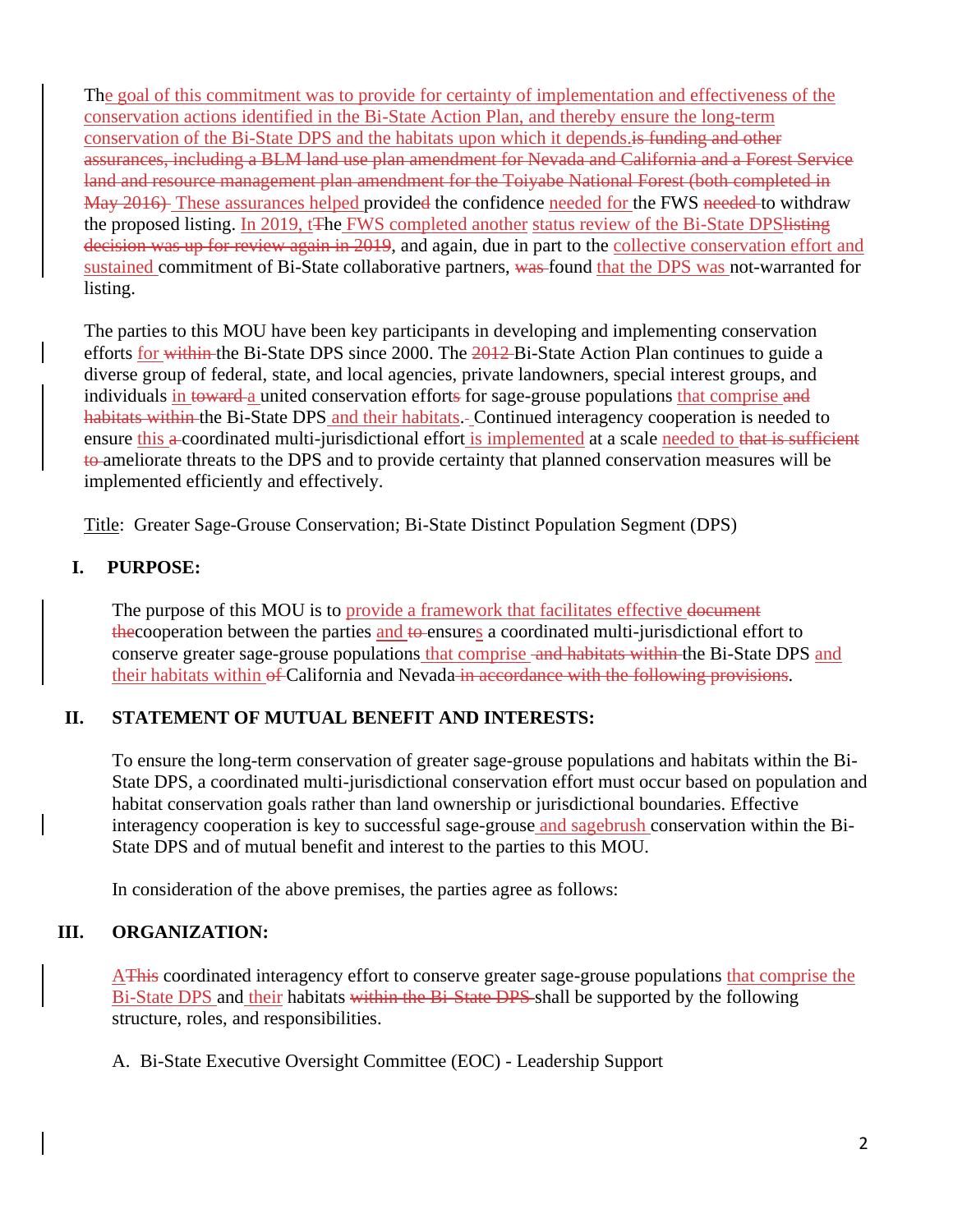The goal of this commitment was to provide for certainty of implementation and effectiveness of the conservation actions identified in the Bi-State Action Plan, and thereby ensure the long-term conservation of the Bi-State DPS and the habitats upon which it depends.~~is funding and other assurances, including a BLM land use plan amendment for Nevada and California and a Forest Service land and resource management plan amendment for the Toiyabe National Forest (both completed in May 2016)~~ These assurances helped provide~~d~~ the confidence needed for the FWS ~~needed~~ to withdraw the proposed listing. In 2019, t~~T~~he FWS completed another status review of the Bi-State DPS~~listing decision was up for review again in 2019~~, and again, due in part to the collective conservation effort and sustained commitment of Bi-State collaborative partners, ~~was~~ found that the DPS was not-warranted for listing.

The parties to this MOU have been key participants in developing and implementing conservation efforts for ~~within~~ the Bi-State DPS since 2000. The ~~2012~~ Bi-State Action Plan continues to guide a diverse group of federal, state, and local agencies, private landowners, special interest groups, and individuals in ~~toward~~ a united conservation effort~~s~~ for sage-grouse populations that comprise ~~and habitats within~~ the Bi-State DPS and their habitats. Continued interagency cooperation is needed to ensure this ~~a~~ coordinated multi-jurisdictional effort is implemented at a scale needed to ~~that is sufficient to~~ ameliorate threats to the DPS and to provide certainty that planned conservation measures will be implemented efficiently and effectively.

Title: Greater Sage-Grouse Conservation; Bi-State Distinct Population Segment (DPS)

## I. PURPOSE:

The purpose of this MOU is to provide a framework that facilitates effective ~~document the~~cooperation between the parties and ~~to~~ ensures a coordinated multi-jurisdictional effort to conserve greater sage-grouse populations that comprise ~~and habitats within~~ the Bi-State DPS and their habitats within ~~of~~ California and Nevada~~ in accordance with the following provisions~~.

## II. STATEMENT OF MUTUAL BENEFIT AND INTERESTS:

To ensure the long-term conservation of greater sage-grouse populations and habitats within the Bi-State DPS, a coordinated multi-jurisdictional conservation effort must occur based on population and habitat conservation goals rather than land ownership or jurisdictional boundaries. Effective interagency cooperation is key to successful sage-grouse and sagebrush conservation within the Bi-State DPS and of mutual benefit and interest to the parties to this MOU.

In consideration of the above premises, the parties agree as follows:

## III. ORGANIZATION:

A~~This~~ coordinated interagency effort to conserve greater sage-grouse populations that comprise the Bi-State DPS and their habitats ~~within the Bi-State DPS~~ shall be supported by the following structure, roles, and responsibilities.

A. Bi-State Executive Oversight Committee (EOC) - Leadership Support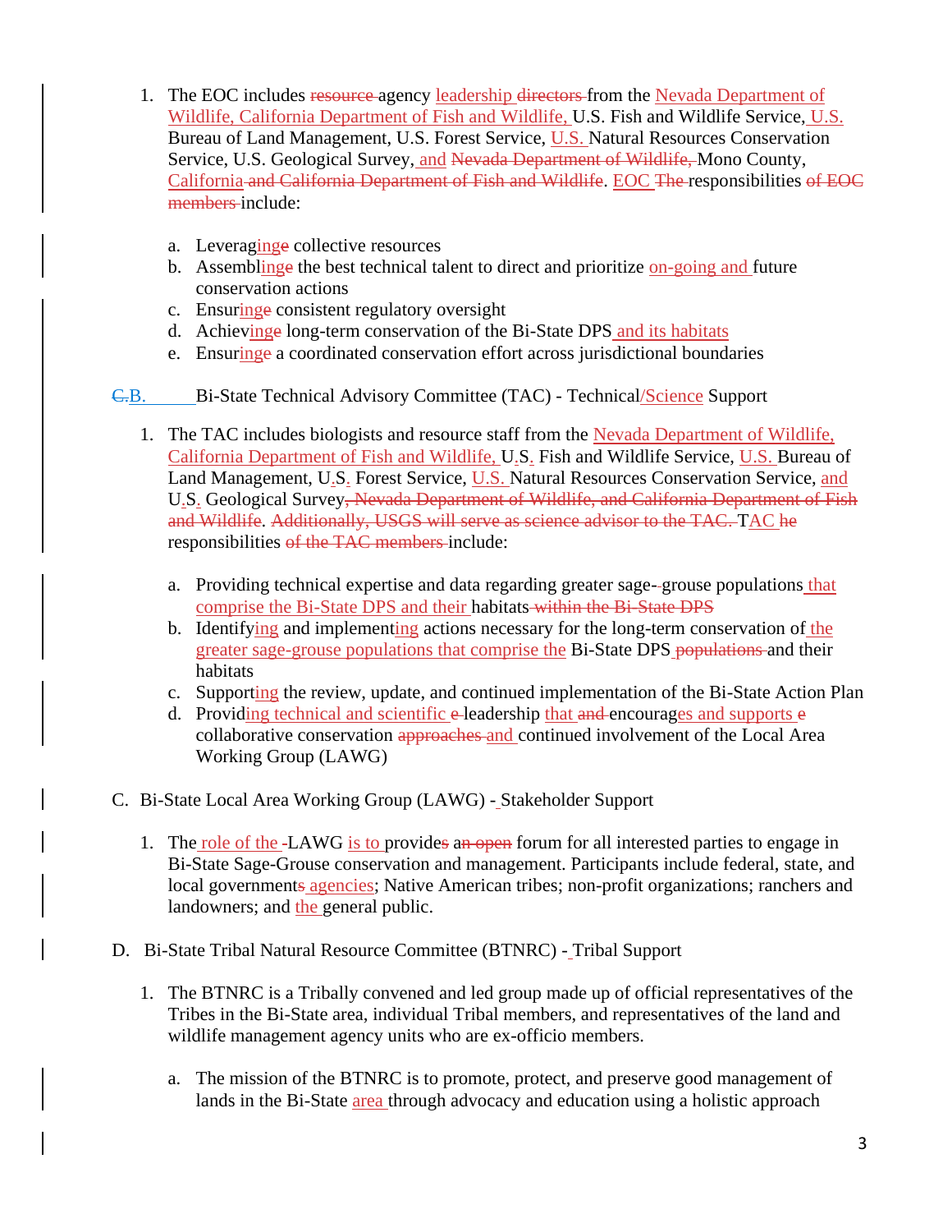1. The EOC includes agency leadership from the Nevada Department of Wildlife, California Department of Fish and Wildlife, U.S. Fish and Wildlife Service, U.S. Bureau of Land Management, U.S. Forest Service, U.S. Natural Resources Conservation Service, U.S. Geological Survey, and Mono County, California. EOC responsibilities include:

    a. Leveraging collective resources
    b. Assembling the best technical talent to direct and prioritize on-going and future conservation actions
    c. Ensuring consistent regulatory oversight
    d. Achieving long-term conservation of the Bi-State DPS and its habitats
    e. Ensuring a coordinated conservation effort across jurisdictional boundaries

B. Bi-State Technical Advisory Committee (TAC) - Technical/Science Support

1. The TAC includes biologists and resource staff from the Nevada Department of Wildlife, California Department of Fish and Wildlife, U.S. Fish and Wildlife Service, U.S. Bureau of Land Management, U.S. Forest Service, U.S. Natural Resources Conservation Service, and U.S. Geological Survey. TAC responsibilities include:

    a. Providing technical expertise and data regarding greater sage-grouse populations that comprise the Bi-State DPS and their habitats
    b. Identifying and implementing actions necessary for the long-term conservation of the greater sage-grouse populations that comprise the Bi-State DPS and their habitats
    c. Supporting the review, update, and continued implementation of the Bi-State Action Plan
    d. Providing technical and scientific leadership that encourages and supports collaborative conservation and continued involvement of the Local Area Working Group (LAWG)

C. Bi-State Local Area Working Group (LAWG) - Stakeholder Support

1. The role of the LAWG is to provide a forum for all interested parties to engage in Bi-State Sage-Grouse conservation and management. Participants include federal, state, and local government agencies; Native American tribes; non-profit organizations; ranchers and landowners; and the general public.

D. Bi-State Tribal Natural Resource Committee (BTNRC) - Tribal Support

1. The BTNRC is a Tribally convened and led group made up of official representatives of the Tribes in the Bi-State area, individual Tribal members, and representatives of the land and wildlife management agency units who are ex-officio members.

    a. The mission of the BTNRC is to promote, protect, and preserve good management of lands in the Bi-State area through advocacy and education using a holistic approach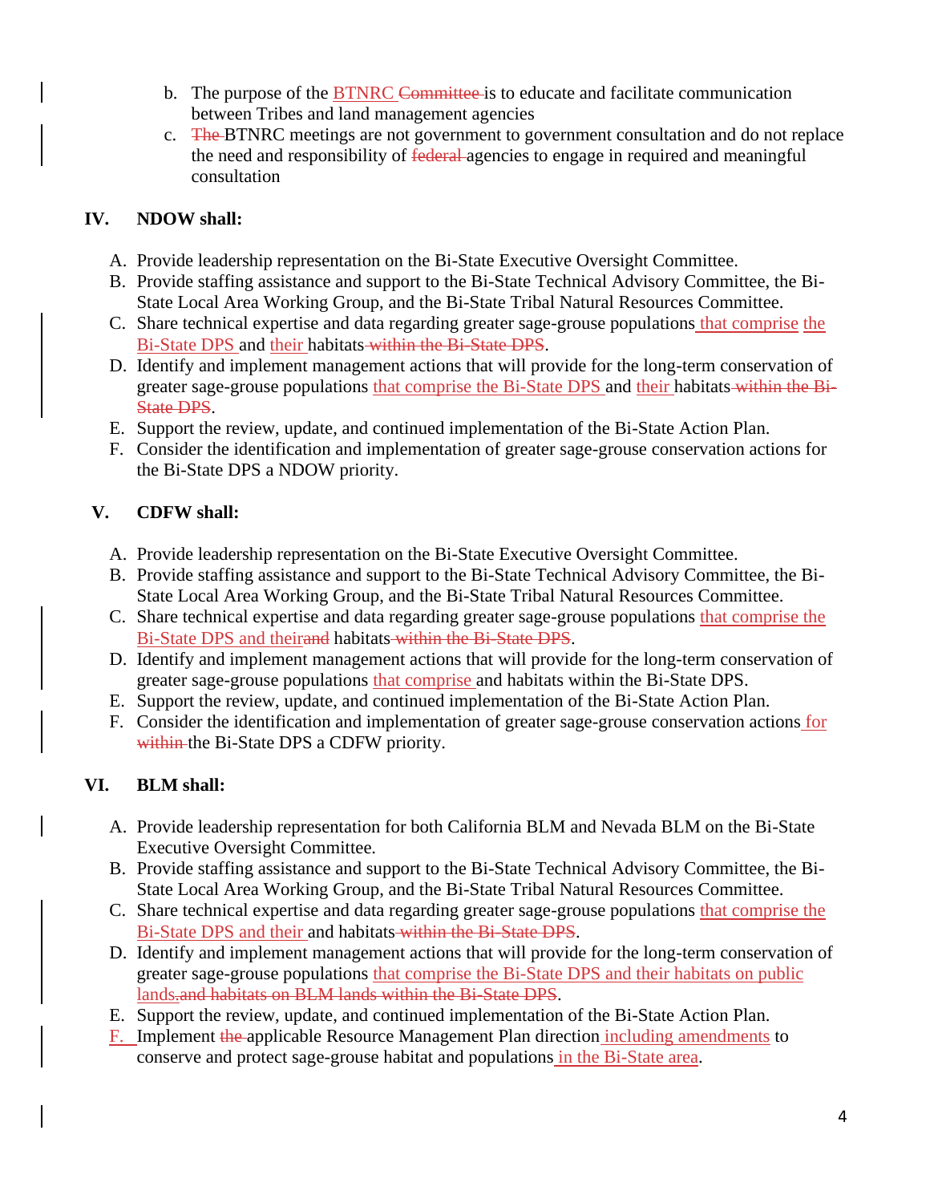b. The purpose of the BTNRC ~~Committee~~ is to educate and facilitate communication between Tribes and land management agencies

c. ~~The~~ BTNRC meetings are not government to government consultation and do not replace the need and responsibility of ~~federal~~ agencies to engage in required and meaningful consultation

## IV. NDOW shall:

A. Provide leadership representation on the Bi-State Executive Oversight Committee.

B. Provide staffing assistance and support to the Bi-State Technical Advisory Committee, the Bi-State Local Area Working Group, and the Bi-State Tribal Natural Resources Committee.

C. Share technical expertise and data regarding greater sage-grouse populations that comprise the Bi-State DPS and their habitats ~~within the Bi-State DPS~~.

D. Identify and implement management actions that will provide for the long-term conservation of greater sage-grouse populations that comprise the Bi-State DPS and their habitats ~~within the Bi-State DPS~~.

E. Support the review, update, and continued implementation of the Bi-State Action Plan.

F. Consider the identification and implementation of greater sage-grouse conservation actions for the Bi-State DPS a NDOW priority.

## V. CDFW shall:

A. Provide leadership representation on the Bi-State Executive Oversight Committee.

B. Provide staffing assistance and support to the Bi-State Technical Advisory Committee, the Bi-State Local Area Working Group, and the Bi-State Tribal Natural Resources Committee.

C. Share technical expertise and data regarding greater sage-grouse populations that comprise the Bi-State DPS and their~~and~~ habitats ~~within the Bi-State DPS~~.

D. Identify and implement management actions that will provide for the long-term conservation of greater sage-grouse populations that comprise and habitats within the Bi-State DPS.

E. Support the review, update, and continued implementation of the Bi-State Action Plan.

F. Consider the identification and implementation of greater sage-grouse conservation actions for ~~within~~ the Bi-State DPS a CDFW priority.

## VI. BLM shall:

A. Provide leadership representation for both California BLM and Nevada BLM on the Bi-State Executive Oversight Committee.

B. Provide staffing assistance and support to the Bi-State Technical Advisory Committee, the Bi-State Local Area Working Group, and the Bi-State Tribal Natural Resources Committee.

C. Share technical expertise and data regarding greater sage-grouse populations that comprise the Bi-State DPS and their and habitats ~~within the Bi-State DPS~~.

D. Identify and implement management actions that will provide for the long-term conservation of greater sage-grouse populations that comprise the Bi-State DPS and their habitats on public lands.~~and habitats on BLM lands within the Bi-State DPS~~.

E. Support the review, update, and continued implementation of the Bi-State Action Plan.

F. Implement ~~the~~ applicable Resource Management Plan direction including amendments to conserve and protect sage-grouse habitat and populations in the Bi-State area.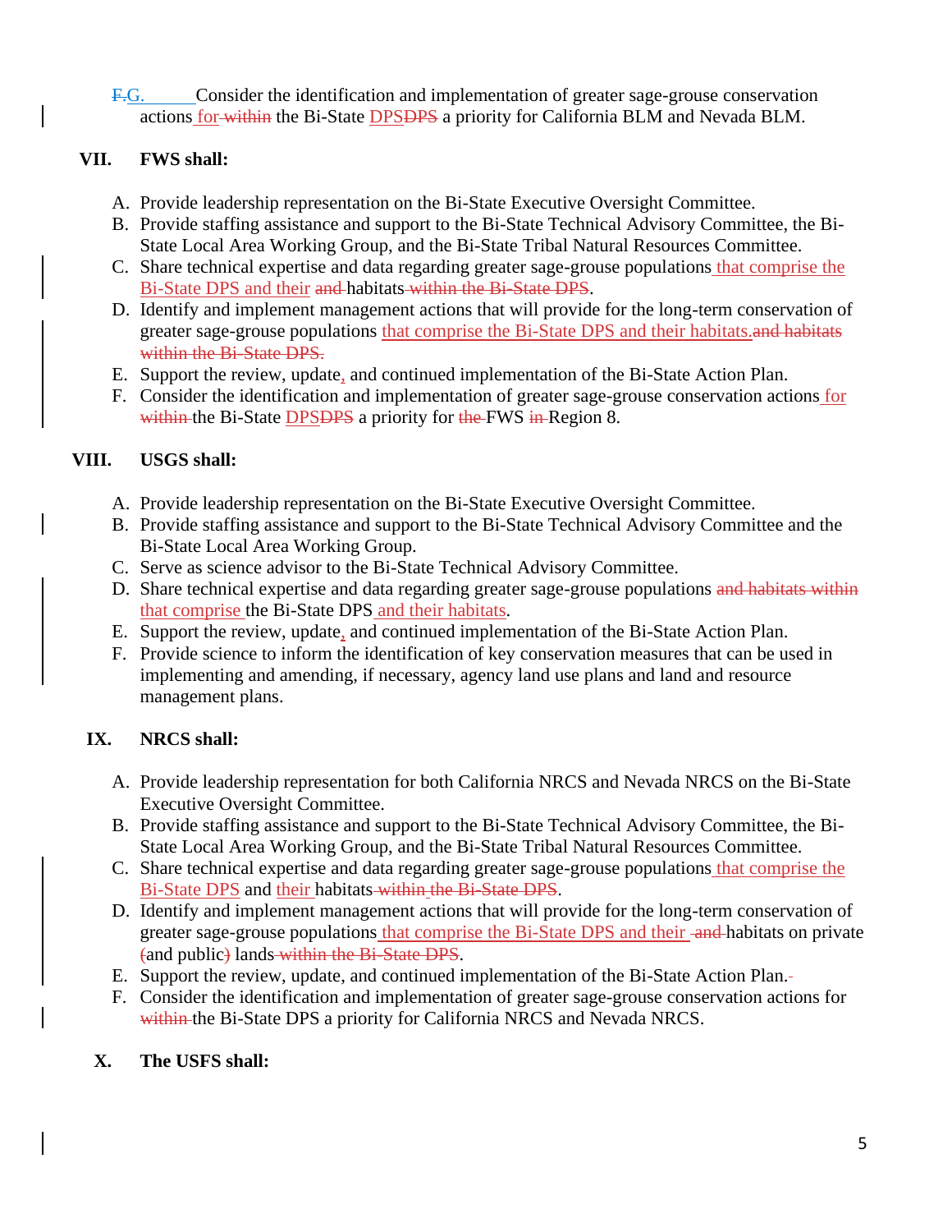G. Consider the identification and implementation of greater sage-grouse conservation actions for the Bi-State DPS a priority for California BLM and Nevada BLM.

## VII. FWS shall:

A. Provide leadership representation on the Bi-State Executive Oversight Committee.
B. Provide staffing assistance and support to the Bi-State Technical Advisory Committee, the Bi-State Local Area Working Group, and the Bi-State Tribal Natural Resources Committee.
C. Share technical expertise and data regarding greater sage-grouse populations that comprise the Bi-State DPS and their habitats.
D. Identify and implement management actions that will provide for the long-term conservation of greater sage-grouse populations that comprise the Bi-State DPS and their habitats.
E. Support the review, update, and continued implementation of the Bi-State Action Plan.
F. Consider the identification and implementation of greater sage-grouse conservation actions for the Bi-State DPS a priority for FWS Region 8.

## VIII. USGS shall:

A. Provide leadership representation on the Bi-State Executive Oversight Committee.
B. Provide staffing assistance and support to the Bi-State Technical Advisory Committee and the Bi-State Local Area Working Group.
C. Serve as science advisor to the Bi-State Technical Advisory Committee.
D. Share technical expertise and data regarding greater sage-grouse populations that comprise the Bi-State DPS and their habitats.
E. Support the review, update, and continued implementation of the Bi-State Action Plan.
F. Provide science to inform the identification of key conservation measures that can be used in implementing and amending, if necessary, agency land use plans and land and resource management plans.

## IX. NRCS shall:

A. Provide leadership representation for both California NRCS and Nevada NRCS on the Bi-State Executive Oversight Committee.
B. Provide staffing assistance and support to the Bi-State Technical Advisory Committee, the Bi-State Local Area Working Group, and the Bi-State Tribal Natural Resources Committee.
C. Share technical expertise and data regarding greater sage-grouse populations that comprise the Bi-State DPS and their habitats.
D. Identify and implement management actions that will provide for the long-term conservation of greater sage-grouse populations that comprise the Bi-State DPS and their habitats on private and public lands.
E. Support the review, update, and continued implementation of the Bi-State Action Plan.
F. Consider the identification and implementation of greater sage-grouse conservation actions for the Bi-State DPS a priority for California NRCS and Nevada NRCS.

## X. The USFS shall: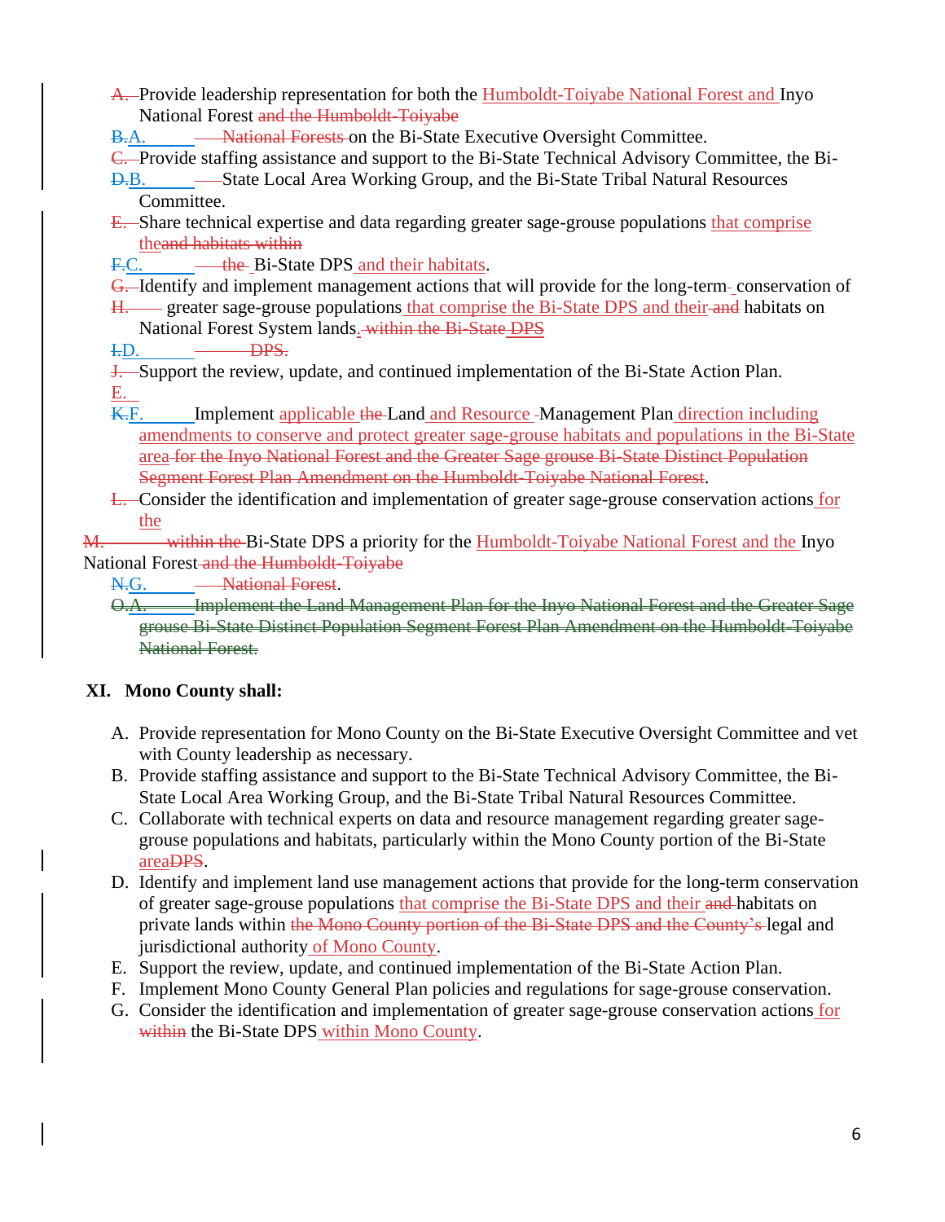A. Provide leadership representation for both the Humboldt-Toiyabe National Forest and Inyo National Forest ~~and the Humboldt-Toiyabe National Forests~~ on the Bi-State Executive Oversight Committee.

B. Provide staffing assistance and support to the Bi-State Technical Advisory Committee, the Bi-State Local Area Working Group, and the Bi-State Tribal Natural Resources Committee.

C. Share technical expertise and data regarding greater sage-grouse populations that comprise the ~~and habitats within the~~ Bi-State DPS and their habitats.

D. Identify and implement management actions that will provide for the long-term conservation of greater sage-grouse populations that comprise the Bi-State DPS and their ~~and~~ habitats on National Forest System lands. ~~within the Bi-State DPS~~

E. Support the review, update, and continued implementation of the Bi-State Action Plan.

F. Implement applicable ~~the~~ Land and Resource Management Plan direction including amendments to conserve and protect greater sage-grouse habitats and populations in the Bi-State area ~~for the Inyo National Forest and the Greater Sage grouse Bi-State Distinct Population Segment Forest Plan Amendment on the Humboldt-Toiyabe National Forest~~.

G. Consider the identification and implementation of greater sage-grouse conservation actions for the ~~within the~~ Bi-State DPS a priority for the Humboldt-Toiyabe National Forest and the Inyo National Forest ~~and the Humboldt-Toiyabe National Forest~~.

~~A. Implement the Land Management Plan for the Inyo National Forest and the Greater Sage grouse Bi-State Distinct Population Segment Forest Plan Amendment on the Humboldt-Toiyabe National Forest.~~

## XI. Mono County shall:

A. Provide representation for Mono County on the Bi-State Executive Oversight Committee and vet with County leadership as necessary.

B. Provide staffing assistance and support to the Bi-State Technical Advisory Committee, the Bi-State Local Area Working Group, and the Bi-State Tribal Natural Resources Committee.

C. Collaborate with technical experts on data and resource management regarding greater sage-grouse populations and habitats, particularly within the Mono County portion of the Bi-State area ~~DPS~~.

D. Identify and implement land use management actions that provide for the long-term conservation of greater sage-grouse populations that comprise the Bi-State DPS and their ~~and~~ habitats on private lands within ~~the Mono County portion of the Bi-State DPS and the County's~~ legal and jurisdictional authority of Mono County.

E. Support the review, update, and continued implementation of the Bi-State Action Plan.

F. Implement Mono County General Plan policies and regulations for sage-grouse conservation.

G. Consider the identification and implementation of greater sage-grouse conservation actions for ~~within~~ the Bi-State DPS within Mono County.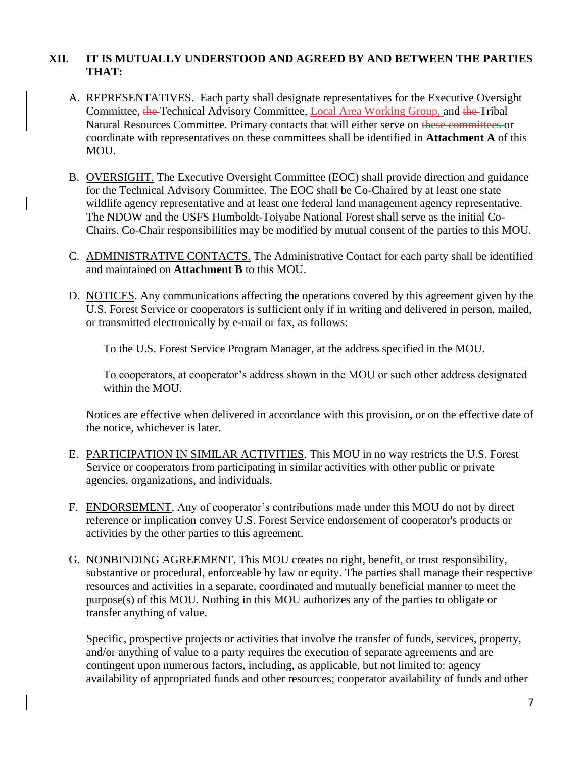## XII. IT IS MUTUALLY UNDERSTOOD AND AGREED BY AND BETWEEN THE PARTIES THAT:

A. REPRESENTATIVES. Each party shall designate representatives for the Executive Oversight Committee, ~~the~~ Technical Advisory Committee, Local Area Working Group, and ~~the~~ Tribal Natural Resources Committee. Primary contacts that will either serve on ~~these committees~~ or coordinate with representatives on these committees shall be identified in **Attachment A** of this MOU.

B. OVERSIGHT. The Executive Oversight Committee (EOC) shall provide direction and guidance for the Technical Advisory Committee. The EOC shall be Co-Chaired by at least one state wildlife agency representative and at least one federal land management agency representative. The NDOW and the USFS Humboldt-Toiyabe National Forest shall serve as the initial Co-Chairs. Co-Chair responsibilities may be modified by mutual consent of the parties to this MOU.

C. ADMINISTRATIVE CONTACTS. The Administrative Contact for each party shall be identified and maintained on **Attachment B** to this MOU.

D. NOTICES. Any communications affecting the operations covered by this agreement given by the U.S. Forest Service or cooperators is sufficient only if in writing and delivered in person, mailed, or transmitted electronically by e-mail or fax, as follows:

   To the U.S. Forest Service Program Manager, at the address specified in the MOU.

   To cooperators, at cooperator's address shown in the MOU or such other address designated within the MOU.

   Notices are effective when delivered in accordance with this provision, or on the effective date of the notice, whichever is later.

E. PARTICIPATION IN SIMILAR ACTIVITIES. This MOU in no way restricts the U.S. Forest Service or cooperators from participating in similar activities with other public or private agencies, organizations, and individuals.

F. ENDORSEMENT. Any of cooperator's contributions made under this MOU do not by direct reference or implication convey U.S. Forest Service endorsement of cooperator's products or activities by the other parties to this agreement.

G. NONBINDING AGREEMENT. This MOU creates no right, benefit, or trust responsibility, substantive or procedural, enforceable by law or equity. The parties shall manage their respective resources and activities in a separate, coordinated and mutually beneficial manner to meet the purpose(s) of this MOU. Nothing in this MOU authorizes any of the parties to obligate or transfer anything of value.

   Specific, prospective projects or activities that involve the transfer of funds, services, property, and/or anything of value to a party requires the execution of separate agreements and are contingent upon numerous factors, including, as applicable, but not limited to: agency availability of appropriated funds and other resources; cooperator availability of funds and other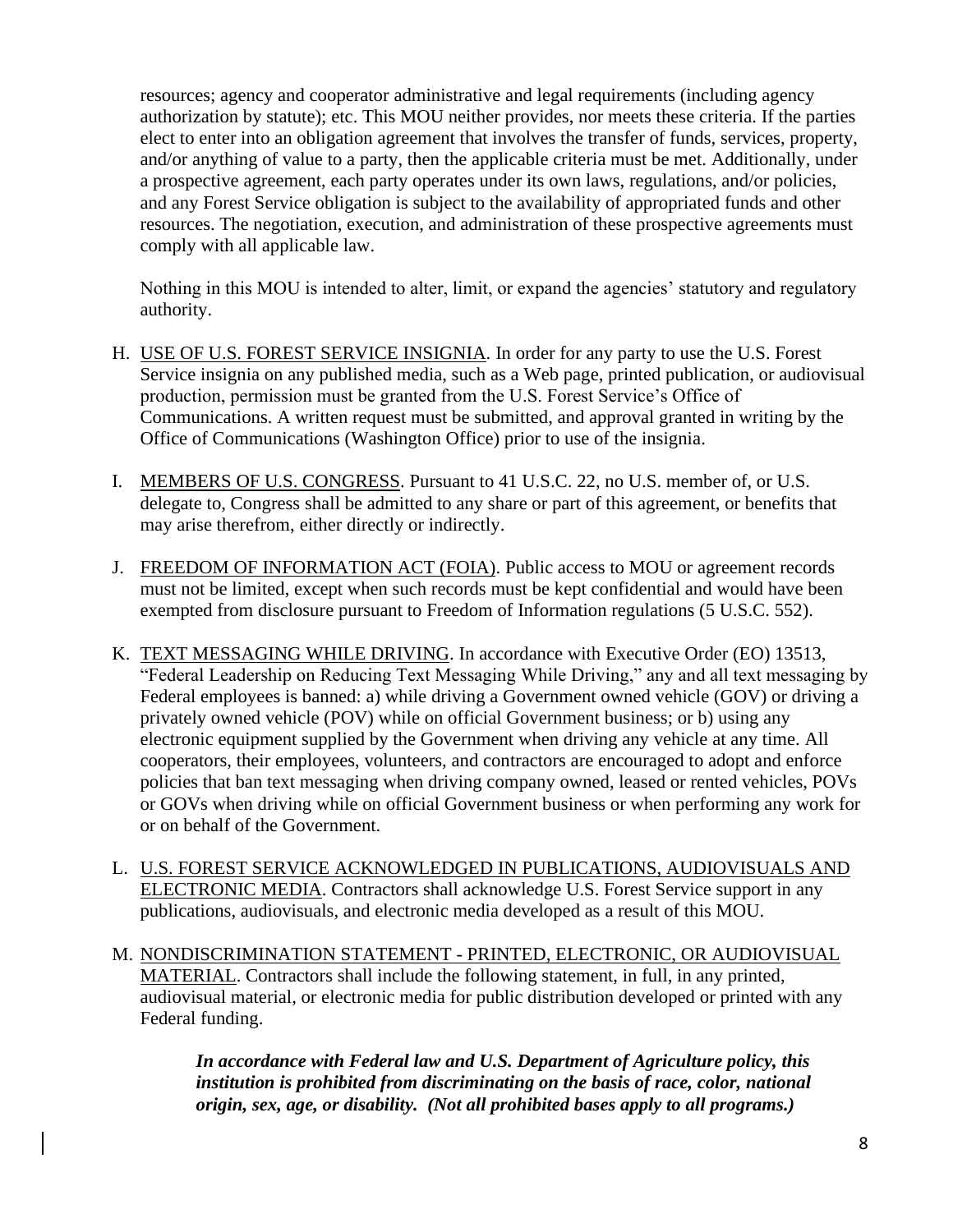resources; agency and cooperator administrative and legal requirements (including agency authorization by statute); etc. This MOU neither provides, nor meets these criteria. If the parties elect to enter into an obligation agreement that involves the transfer of funds, services, property, and/or anything of value to a party, then the applicable criteria must be met. Additionally, under a prospective agreement, each party operates under its own laws, regulations, and/or policies, and any Forest Service obligation is subject to the availability of appropriated funds and other resources. The negotiation, execution, and administration of these prospective agreements must comply with all applicable law.

Nothing in this MOU is intended to alter, limit, or expand the agencies' statutory and regulatory authority.

H. USE OF U.S. FOREST SERVICE INSIGNIA. In order for any party to use the U.S. Forest Service insignia on any published media, such as a Web page, printed publication, or audiovisual production, permission must be granted from the U.S. Forest Service's Office of Communications. A written request must be submitted, and approval granted in writing by the Office of Communications (Washington Office) prior to use of the insignia.

I. MEMBERS OF U.S. CONGRESS. Pursuant to 41 U.S.C. 22, no U.S. member of, or U.S. delegate to, Congress shall be admitted to any share or part of this agreement, or benefits that may arise therefrom, either directly or indirectly.

J. FREEDOM OF INFORMATION ACT (FOIA). Public access to MOU or agreement records must not be limited, except when such records must be kept confidential and would have been exempted from disclosure pursuant to Freedom of Information regulations (5 U.S.C. 552).

K. TEXT MESSAGING WHILE DRIVING. In accordance with Executive Order (EO) 13513, "Federal Leadership on Reducing Text Messaging While Driving," any and all text messaging by Federal employees is banned: a) while driving a Government owned vehicle (GOV) or driving a privately owned vehicle (POV) while on official Government business; or b) using any electronic equipment supplied by the Government when driving any vehicle at any time. All cooperators, their employees, volunteers, and contractors are encouraged to adopt and enforce policies that ban text messaging when driving company owned, leased or rented vehicles, POVs or GOVs when driving while on official Government business or when performing any work for or on behalf of the Government.

L. U.S. FOREST SERVICE ACKNOWLEDGED IN PUBLICATIONS, AUDIOVISUALS AND ELECTRONIC MEDIA. Contractors shall acknowledge U.S. Forest Service support in any publications, audiovisuals, and electronic media developed as a result of this MOU.

M. NONDISCRIMINATION STATEMENT - PRINTED, ELECTRONIC, OR AUDIOVISUAL MATERIAL. Contractors shall include the following statement, in full, in any printed, audiovisual material, or electronic media for public distribution developed or printed with any Federal funding.

> ***In accordance with Federal law and U.S. Department of Agriculture policy, this institution is prohibited from discriminating on the basis of race, color, national origin, sex, age, or disability. (Not all prohibited bases apply to all programs.)***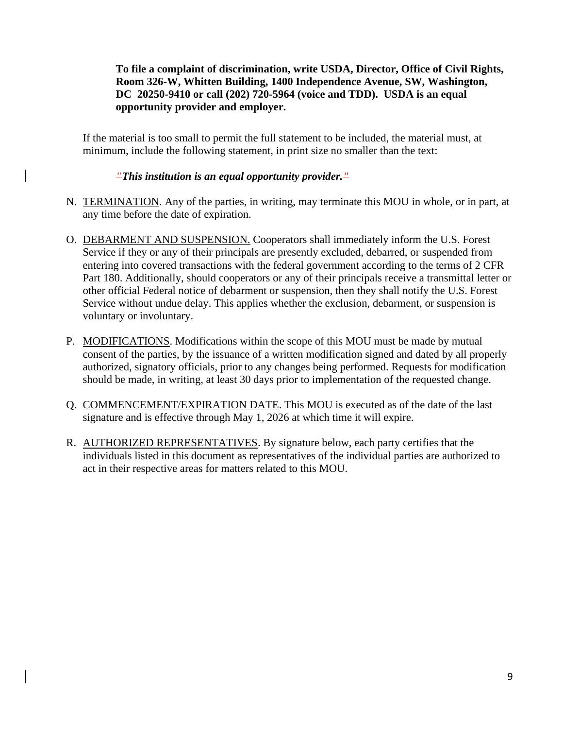**To file a complaint of discrimination, write USDA, Director, Office of Civil Rights, Room 326-W, Whitten Building, 1400 Independence Avenue, SW, Washington, DC 20250-9410 or call (202) 720-5964 (voice and TDD). USDA is an equal opportunity provider and employer.**

If the material is too small to permit the full statement to be included, the material must, at minimum, include the following statement, in print size no smaller than the text:

> *"This institution is an equal opportunity provider."*

N. TERMINATION. Any of the parties, in writing, may terminate this MOU in whole, or in part, at any time before the date of expiration.

O. DEBARMENT AND SUSPENSION. Cooperators shall immediately inform the U.S. Forest Service if they or any of their principals are presently excluded, debarred, or suspended from entering into covered transactions with the federal government according to the terms of 2 CFR Part 180. Additionally, should cooperators or any of their principals receive a transmittal letter or other official Federal notice of debarment or suspension, then they shall notify the U.S. Forest Service without undue delay. This applies whether the exclusion, debarment, or suspension is voluntary or involuntary.

P. MODIFICATIONS. Modifications within the scope of this MOU must be made by mutual consent of the parties, by the issuance of a written modification signed and dated by all properly authorized, signatory officials, prior to any changes being performed. Requests for modification should be made, in writing, at least 30 days prior to implementation of the requested change.

Q. COMMENCEMENT/EXPIRATION DATE. This MOU is executed as of the date of the last signature and is effective through May 1, 2026 at which time it will expire.

R. AUTHORIZED REPRESENTATIVES. By signature below, each party certifies that the individuals listed in this document as representatives of the individual parties are authorized to act in their respective areas for matters related to this MOU.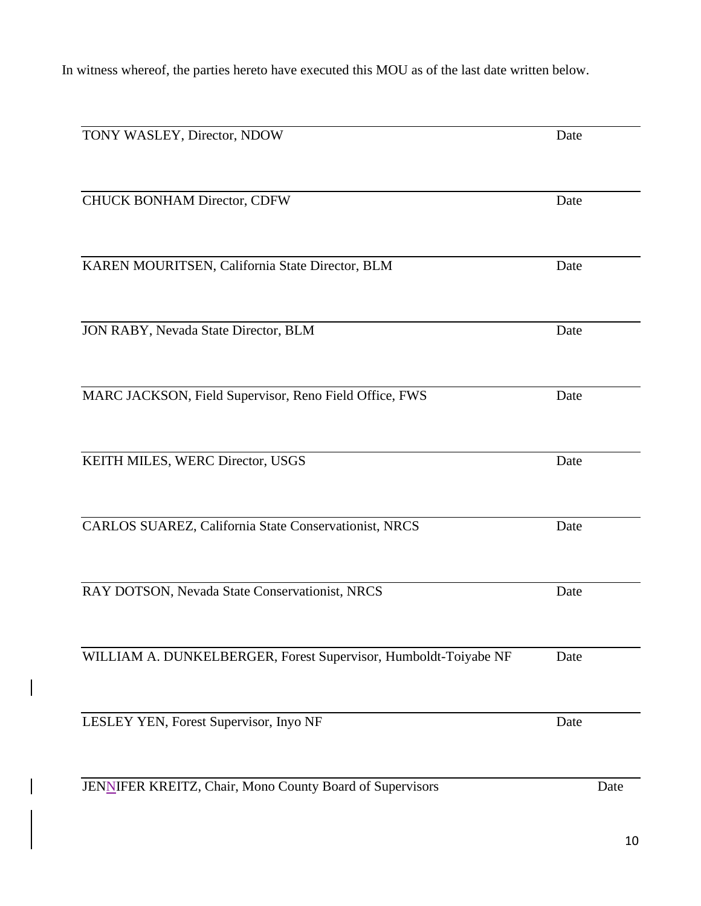In witness whereof, the parties hereto have executed this MOU as of the last date written below.

| | |
|---|---|
| TONY WASLEY, Director, NDOW | Date |
| CHUCK BONHAM Director, CDFW | Date |
| KAREN MOURITSEN, California State Director, BLM | Date |
| JON RABY, Nevada State Director, BLM | Date |
| MARC JACKSON, Field Supervisor, Reno Field Office, FWS | Date |
| KEITH MILES, WERC Director, USGS | Date |
| CARLOS SUAREZ, California State Conservationist, NRCS | Date |
| RAY DOTSON, Nevada State Conservationist, NRCS | Date |
| WILLIAM A. DUNKELBERGER, Forest Supervisor, Humboldt-Toiyabe NF | Date |
| LESLEY YEN, Forest Supervisor, Inyo NF | Date |
| JENNIFER KREITZ, Chair, Mono County Board of Supervisors | Date |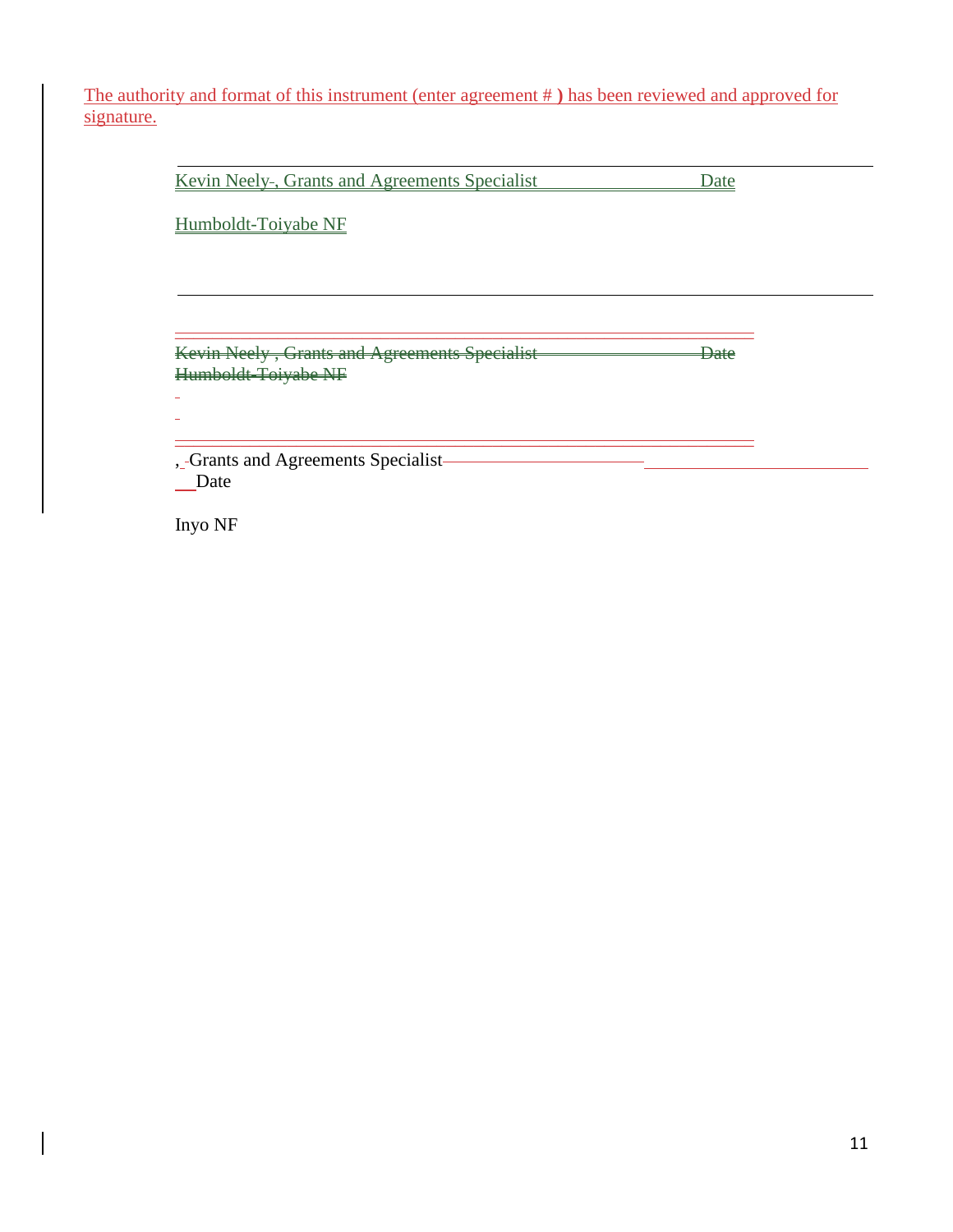The authority and format of this instrument (enter agreement # ) has been reviewed and approved for signature.

\_\_\_\_\_\_\_\_\_\_\_\_\_\_\_\_\_\_\_\_\_\_\_\_\_\_\_\_\_\_\_\_\_\_\_\_\_\_\_\_\_\_\_\_\_\_\_\_\_\_\_\_\_\_\_\_\_\_\_\_\_\_

Kevin Neely, Grants and Agreements Specialist Date

Humboldt-Toiyabe NF

\_\_\_\_\_\_\_\_\_\_\_\_\_\_\_\_\_\_\_\_\_\_\_\_\_\_\_\_\_\_\_\_\_\_\_\_\_\_\_\_\_\_\_\_\_\_\_\_\_\_\_\_\_\_\_\_\_\_\_\_\_\_

~~Kevin Neely , Grants and Agreements Specialist Date~~
~~Humboldt-Toiyabe NF~~

, Grants and Agreements Specialist Date

Inyo NF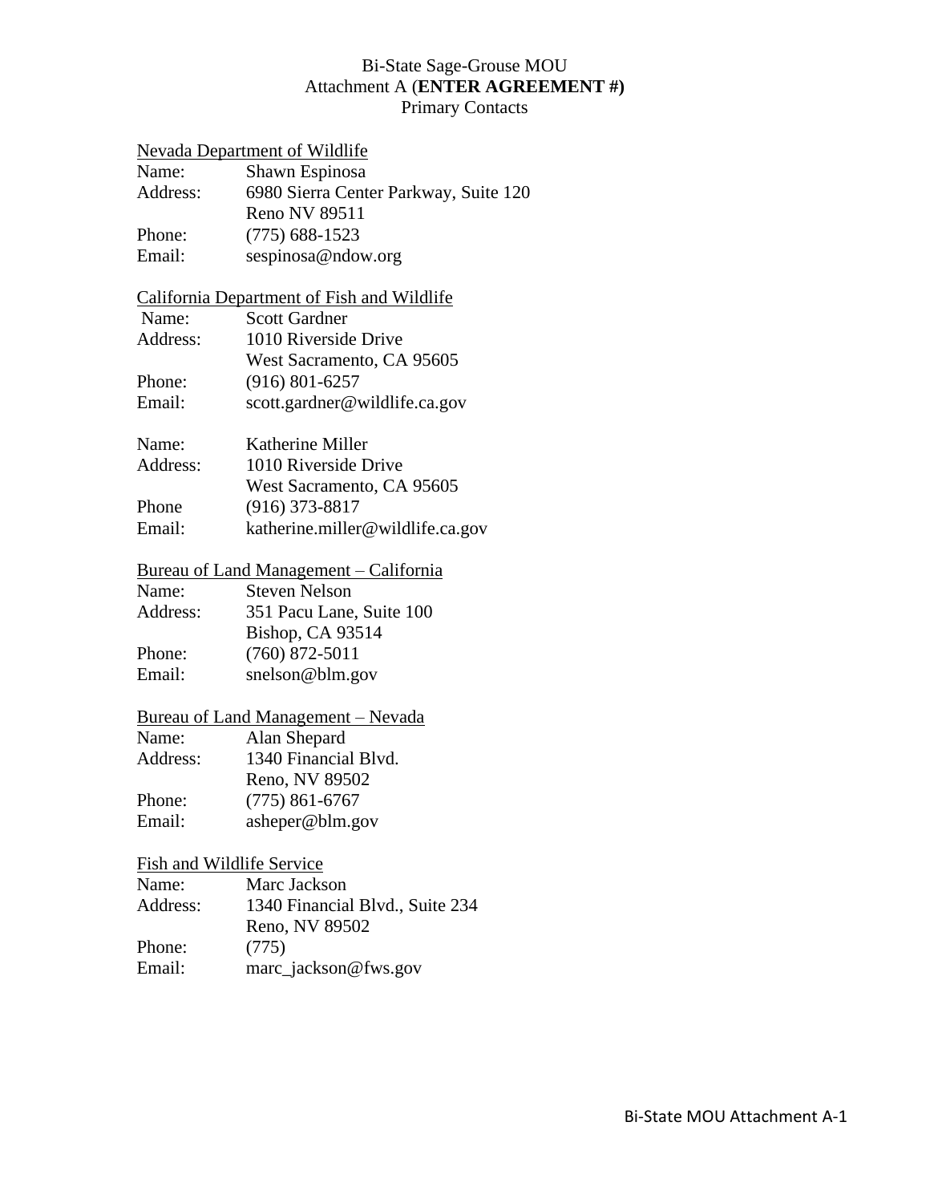Bi-State Sage-Grouse MOU
Attachment A (**ENTER AGREEMENT #)**
Primary Contacts

Nevada Department of Wildlife

Name: Shawn Espinosa
Address: 6980 Sierra Center Parkway, Suite 120
Reno NV 89511
Phone: (775) 688-1523
Email: sespinosa@ndow.org

California Department of Fish and Wildlife

Name: Scott Gardner
Address: 1010 Riverside Drive
West Sacramento, CA 95605
Phone: (916) 801-6257
Email: scott.gardner@wildlife.ca.gov

Name: Katherine Miller
Address: 1010 Riverside Drive
West Sacramento, CA 95605
Phone (916) 373-8817
Email: katherine.miller@wildlife.ca.gov

Bureau of Land Management – California

Name: Steven Nelson
Address: 351 Pacu Lane, Suite 100
Bishop, CA 93514
Phone: (760) 872-5011
Email: snelson@blm.gov

Bureau of Land Management – Nevada

Name: Alan Shepard
Address: 1340 Financial Blvd.
Reno, NV 89502
Phone: (775) 861-6767
Email: asheper@blm.gov

Fish and Wildlife Service

Name: Marc Jackson
Address: 1340 Financial Blvd., Suite 234
Reno, NV 89502
Phone: (775)
Email: marc_jackson@fws.gov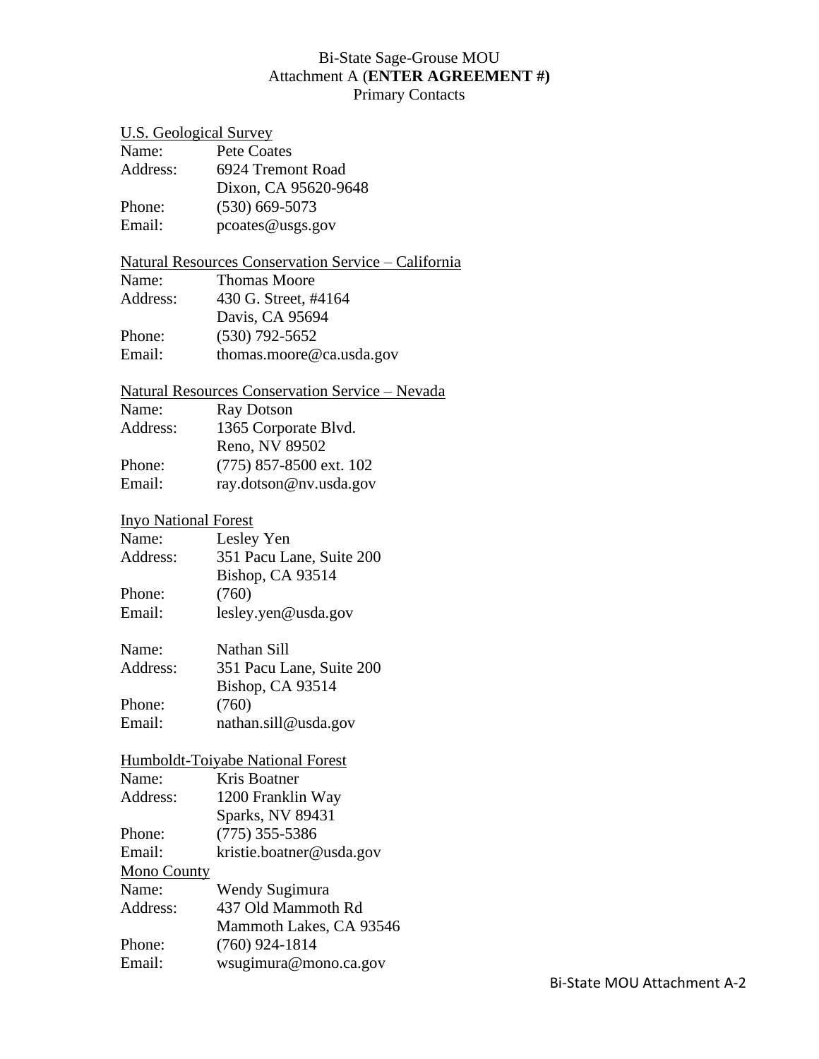Bi-State Sage-Grouse MOU
Attachment A (**ENTER AGREEMENT #)**
Primary Contacts

U.S. Geological Survey

Name: Pete Coates
Address: 6924 Tremont Road
Dixon, CA 95620-9648
Phone: (530) 669-5073
Email: pcoates@usgs.gov

Natural Resources Conservation Service – California

Name: Thomas Moore
Address: 430 G. Street, #4164
Davis, CA 95694
Phone: (530) 792-5652
Email: thomas.moore@ca.usda.gov

Natural Resources Conservation Service – Nevada

Name: Ray Dotson
Address: 1365 Corporate Blvd.
Reno, NV 89502
Phone: (775) 857-8500 ext. 102
Email: ray.dotson@nv.usda.gov

Inyo National Forest

Name: Lesley Yen
Address: 351 Pacu Lane, Suite 200
Bishop, CA 93514
Phone: (760)
Email: lesley.yen@usda.gov

Name: Nathan Sill
Address: 351 Pacu Lane, Suite 200
Bishop, CA 93514
Phone: (760)
Email: nathan.sill@usda.gov

Humboldt-Toiyabe National Forest

Name: Kris Boatner
Address: 1200 Franklin Way
Sparks, NV 89431
Phone: (775) 355-5386
Email: kristie.boatner@usda.gov

Mono County

Name: Wendy Sugimura
Address: 437 Old Mammoth Rd
Mammoth Lakes, CA 93546
Phone: (760) 924-1814
Email: wsugimura@mono.ca.gov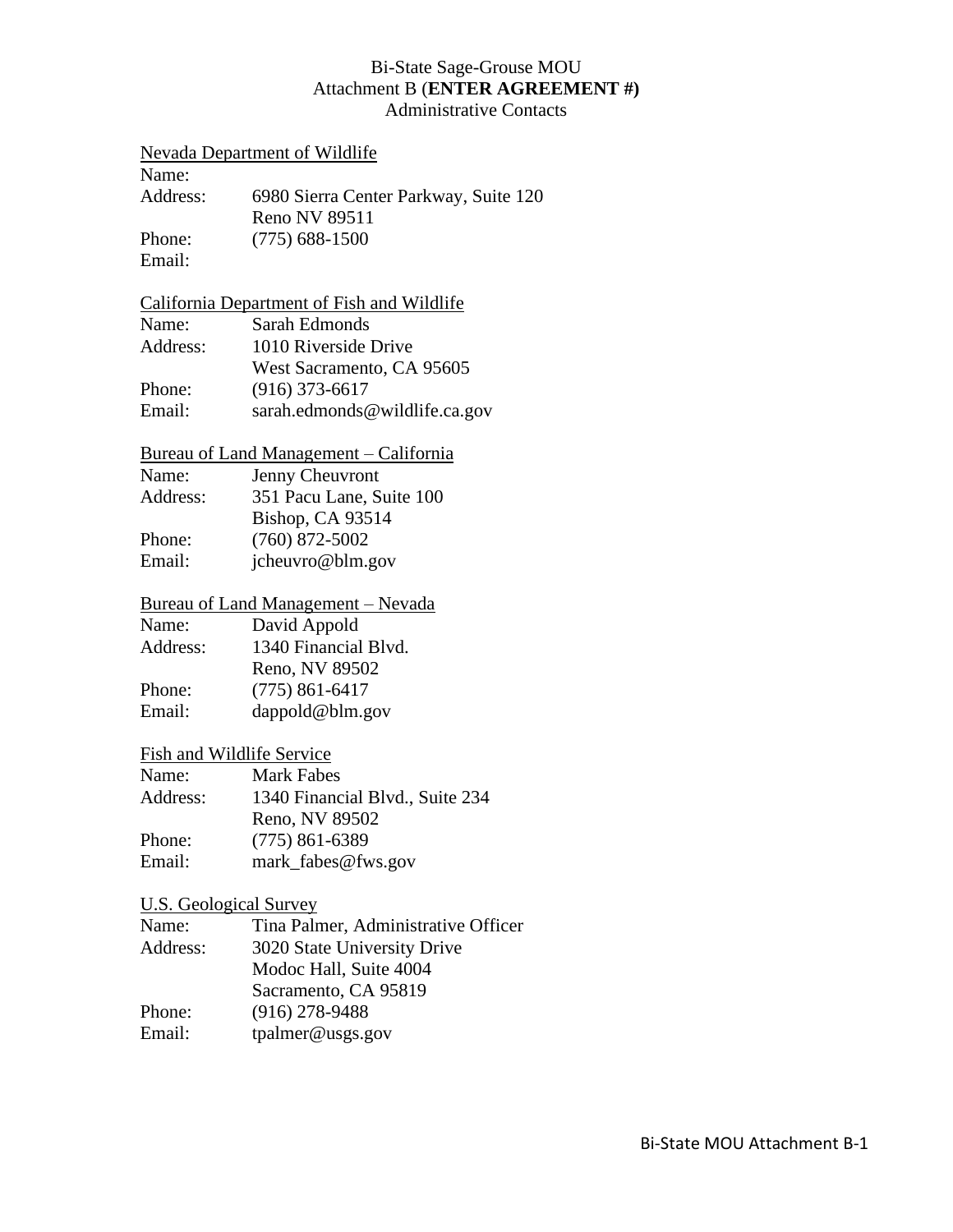Bi-State Sage-Grouse MOU
Attachment B (**ENTER AGREEMENT #)**
Administrative Contacts

<u>Nevada Department of Wildlife</u>
Name:
Address: 6980 Sierra Center Parkway, Suite 120
Reno NV 89511
Phone: (775) 688-1500
Email:

<u>California Department of Fish and Wildlife</u>
Name: Sarah Edmonds
Address: 1010 Riverside Drive
West Sacramento, CA 95605
Phone: (916) 373-6617
Email: sarah.edmonds@wildlife.ca.gov

<u>Bureau of Land Management – California</u>
Name: Jenny Cheuvront
Address: 351 Pacu Lane, Suite 100
Bishop, CA 93514
Phone: (760) 872-5002
Email: jcheuvro@blm.gov

<u>Bureau of Land Management – Nevada</u>
Name: David Appold
Address: 1340 Financial Blvd.
Reno, NV 89502
Phone: (775) 861-6417
Email: dappold@blm.gov

<u>Fish and Wildlife Service</u>
Name: Mark Fabes
Address: 1340 Financial Blvd., Suite 234
Reno, NV 89502
Phone: (775) 861-6389
Email: mark_fabes@fws.gov

<u>U.S. Geological Survey</u>
Name: Tina Palmer, Administrative Officer
Address: 3020 State University Drive
Modoc Hall, Suite 4004
Sacramento, CA 95819
Phone: (916) 278-9488
Email: tpalmer@usgs.gov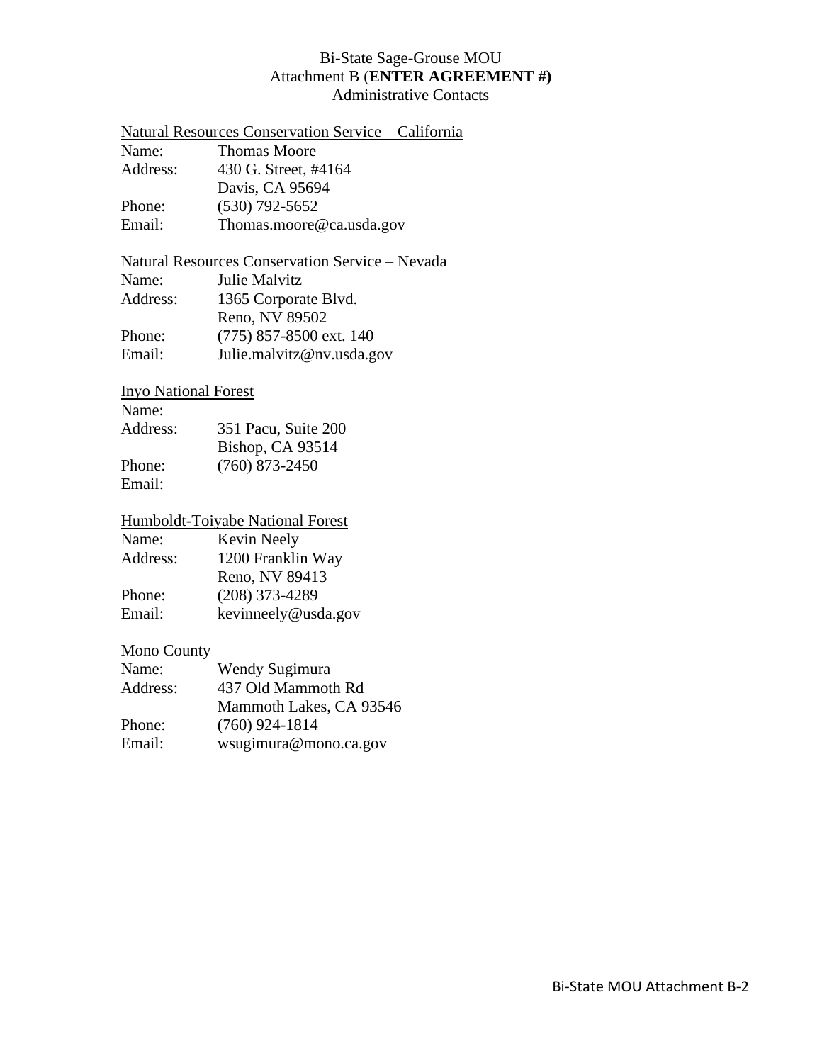Bi-State Sage-Grouse MOU
Attachment B (**ENTER AGREEMENT #)**
Administrative Contacts

Natural Resources Conservation Service – California

Name: Thomas Moore
Address: 430 G. Street, #4164
Davis, CA 95694
Phone: (530) 792-5652
Email: Thomas.moore@ca.usda.gov

Natural Resources Conservation Service – Nevada

Name: Julie Malvitz
Address: 1365 Corporate Blvd.
Reno, NV 89502
Phone: (775) 857-8500 ext. 140
Email: Julie.malvitz@nv.usda.gov

Inyo National Forest

Name:
Address: 351 Pacu, Suite 200
Bishop, CA 93514
Phone: (760) 873-2450
Email:

Humboldt-Toiyabe National Forest

Name: Kevin Neely
Address: 1200 Franklin Way
Reno, NV 89413
Phone: (208) 373-4289
Email: kevinneely@usda.gov

Mono County

Name: Wendy Sugimura
Address: 437 Old Mammoth Rd
Mammoth Lakes, CA 93546
Phone: (760) 924-1814
Email: wsugimura@mono.ca.gov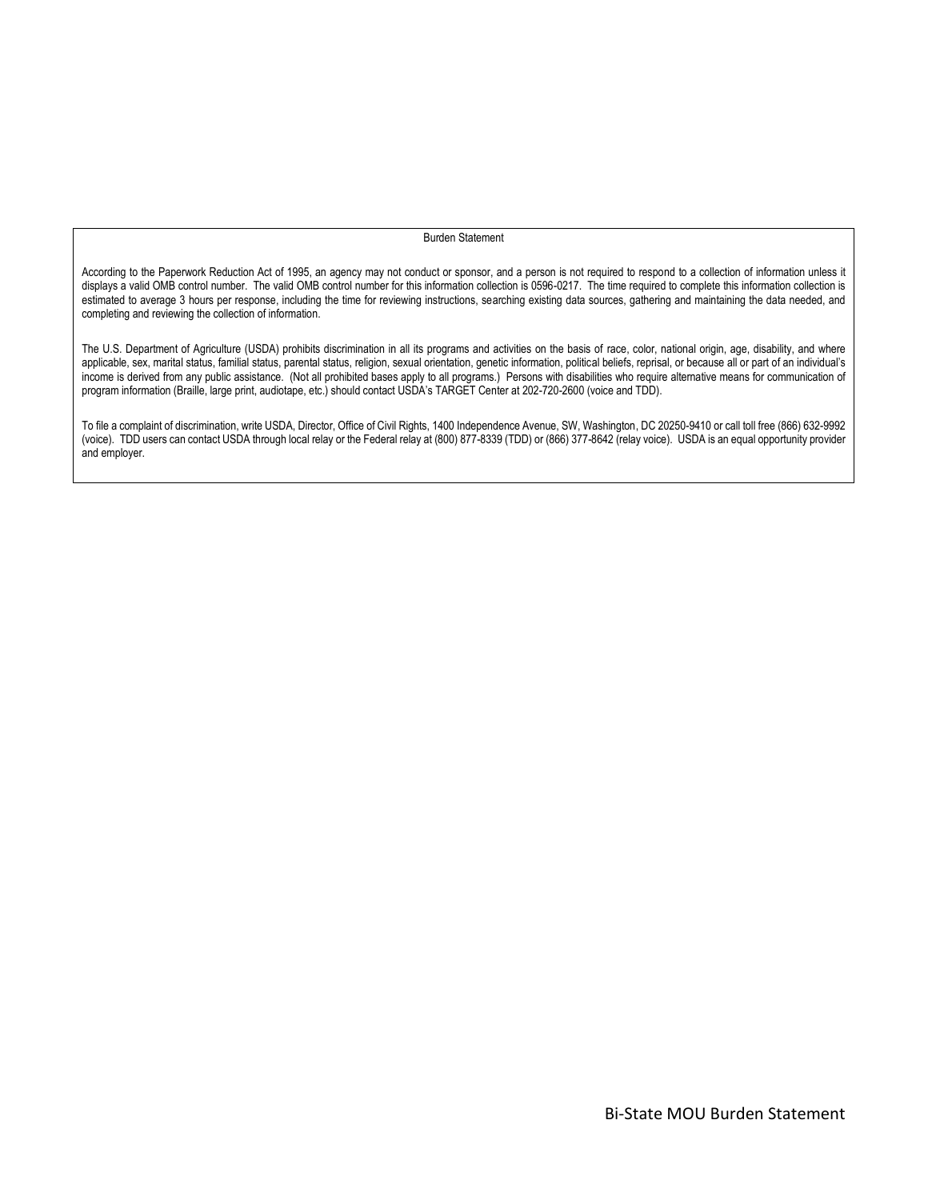## Burden Statement

According to the Paperwork Reduction Act of 1995, an agency may not conduct or sponsor, and a person is not required to respond to a collection of information unless it displays a valid OMB control number. The valid OMB control number for this information collection is 0596-0217. The time required to complete this information collection is estimated to average 3 hours per response, including the time for reviewing instructions, searching existing data sources, gathering and maintaining the data needed, and completing and reviewing the collection of information.

The U.S. Department of Agriculture (USDA) prohibits discrimination in all its programs and activities on the basis of race, color, national origin, age, disability, and where applicable, sex, marital status, familial status, parental status, religion, sexual orientation, genetic information, political beliefs, reprisal, or because all or part of an individual's income is derived from any public assistance. (Not all prohibited bases apply to all programs.) Persons with disabilities who require alternative means for communication of program information (Braille, large print, audiotape, etc.) should contact USDA's TARGET Center at 202-720-2600 (voice and TDD).

To file a complaint of discrimination, write USDA, Director, Office of Civil Rights, 1400 Independence Avenue, SW, Washington, DC 20250-9410 or call toll free (866) 632-9992 (voice). TDD users can contact USDA through local relay or the Federal relay at (800) 877-8339 (TDD) or (866) 377-8642 (relay voice). USDA is an equal opportunity provider and employer.